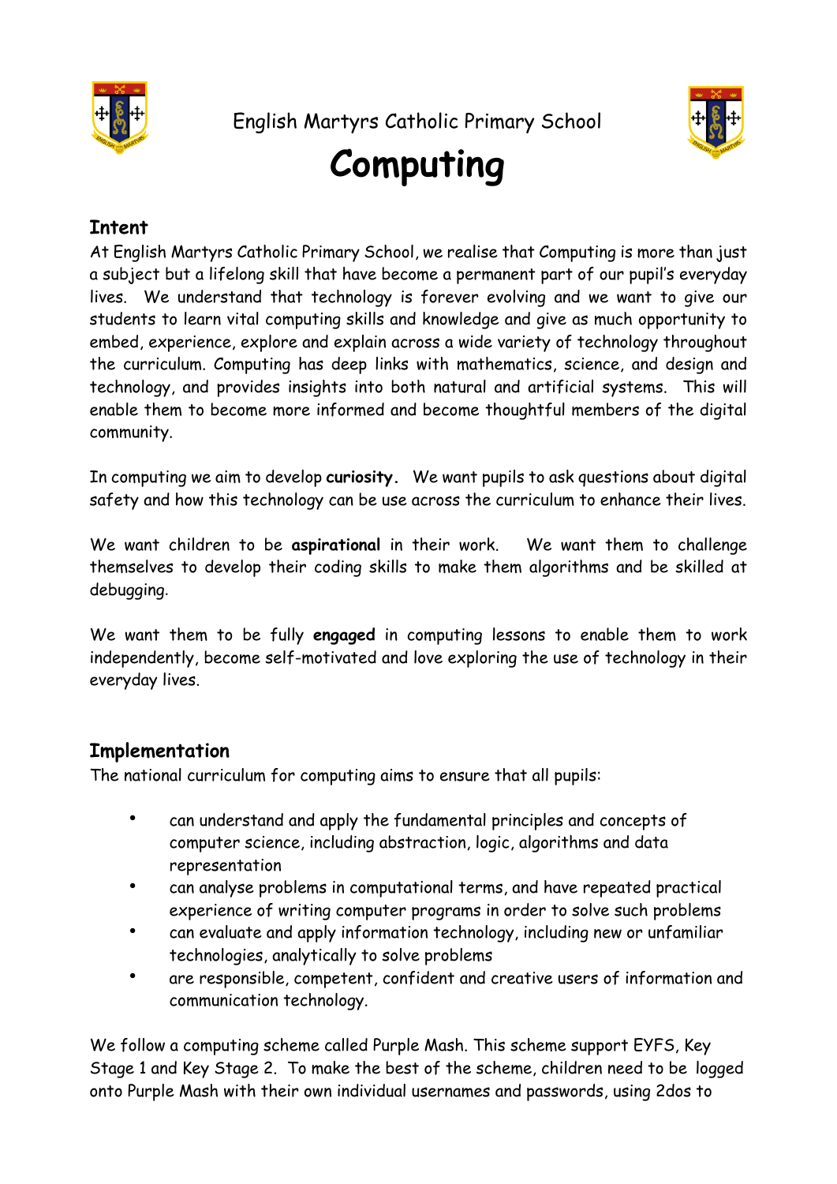English Martyrs Catholic Primary School

# Computing

## Intent

At English Martyrs Catholic Primary School, we realise that Computing is more than just a subject but a lifelong skill that have become a permanent part of our pupil's everyday lives. We understand that technology is forever evolving and we want to give our students to learn vital computing skills and knowledge and give as much opportunity to embed, experience, explore and explain across a wide variety of technology throughout the curriculum. Computing has deep links with mathematics, science, and design and technology, and provides insights into both natural and artificial systems. This will enable them to become more informed and become thoughtful members of the digital community.

In computing we aim to develop **curiosity**. We want pupils to ask questions about digital safety and how this technology can be use across the curriculum to enhance their lives.

We want children to be **aspirational** in their work. We want them to challenge themselves to develop their coding skills to make them algorithms and be skilled at debugging.

We want them to be fully **engaged** in computing lessons to enable them to work independently, become self-motivated and love exploring the use of technology in their everyday lives.

## Implementation

The national curriculum for computing aims to ensure that all pupils:

- can understand and apply the fundamental principles and concepts of computer science, including abstraction, logic, algorithms and data representation
- can analyse problems in computational terms, and have repeated practical experience of writing computer programs in order to solve such problems
- can evaluate and apply information technology, including new or unfamiliar technologies, analytically to solve problems
- are responsible, competent, confident and creative users of information and communication technology.

We follow a computing scheme called Purple Mash. This scheme support EYFS, Key Stage 1 and Key Stage 2. To make the best of the scheme, children need to be logged onto Purple Mash with their own individual usernames and passwords, using 2dos to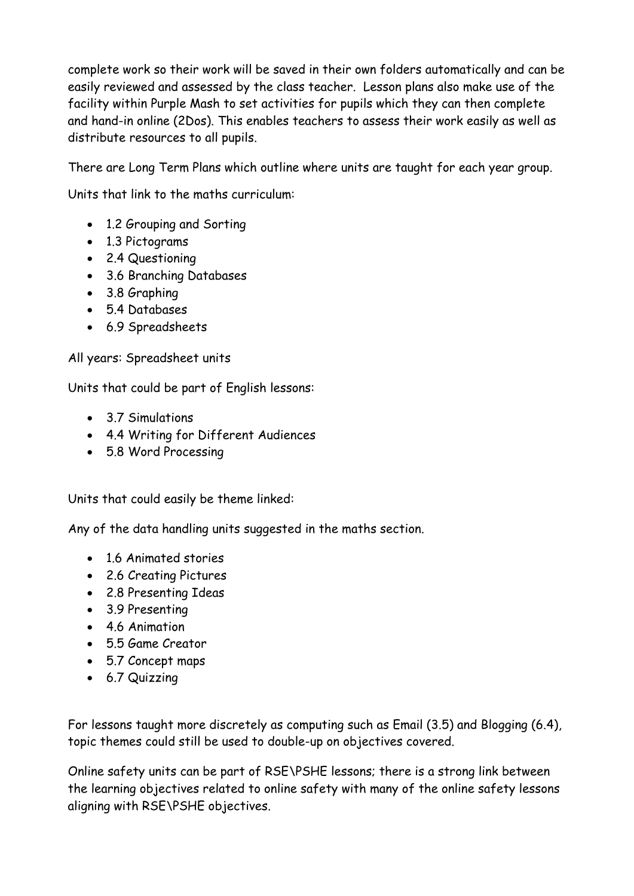complete work so their work will be saved in their own folders automatically and can be easily reviewed and assessed by the class teacher. Lesson plans also make use of the facility within Purple Mash to set activities for pupils which they can then complete and hand-in online (2Dos). This enables teachers to assess their work easily as well as distribute resources to all pupils.

There are Long Term Plans which outline where units are taught for each year group.

Units that link to the maths curriculum:

- 1.2 Grouping and Sorting
- 1.3 Pictograms
- 2.4 Questioning
- 3.6 Branching Databases
- 3.8 Graphing
- 5.4 Databases
- 6.9 Spreadsheets

All years: Spreadsheet units

Units that could be part of English lessons:

- 3.7 Simulations
- 4.4 Writing for Different Audiences
- 5.8 Word Processing

Units that could easily be theme linked:

Any of the data handling units suggested in the maths section.

- 1.6 Animated stories
- 2.6 Creating Pictures
- 2.8 Presenting Ideas
- 3.9 Presenting
- 4.6 Animation
- 5.5 Game Creator
- 5.7 Concept maps
- 6.7 Quizzing

For lessons taught more discretely as computing such as Email (3.5) and Blogging (6.4), topic themes could still be used to double-up on objectives covered.

Online safety units can be part of RSE\PSHE lessons; there is a strong link between the learning objectives related to online safety with many of the online safety lessons aligning with RSE\PSHE objectives.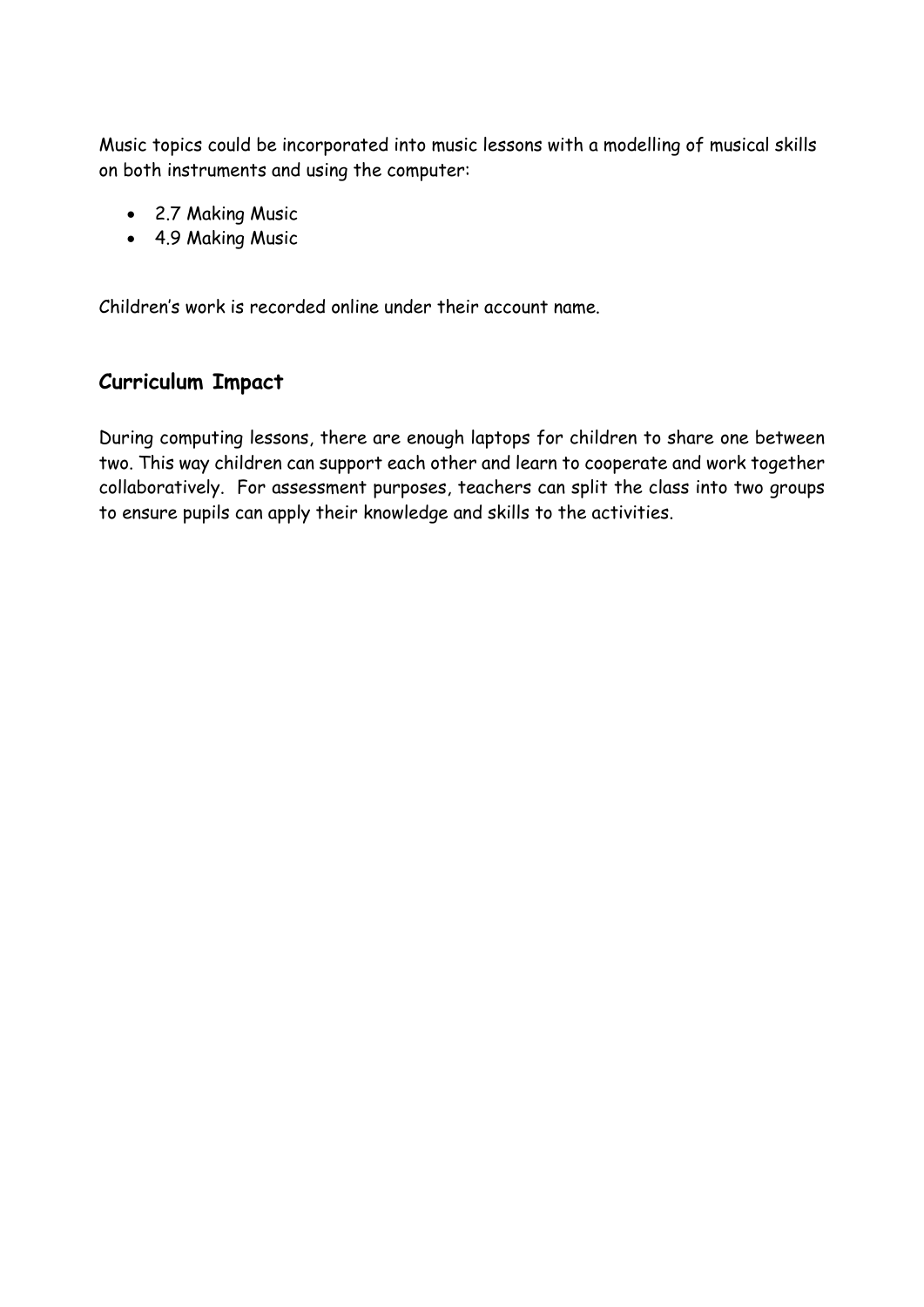Music topics could be incorporated into music lessons with a modelling of musical skills on both instruments and using the computer:

- 2.7 Making Music
- 4.9 Making Music

Children's work is recorded online under their account name.

## Curriculum Impact

During computing lessons, there are enough laptops for children to share one between two. This way children can support each other and learn to cooperate and work together collaboratively. For assessment purposes, teachers can split the class into two groups to ensure pupils can apply their knowledge and skills to the activities.